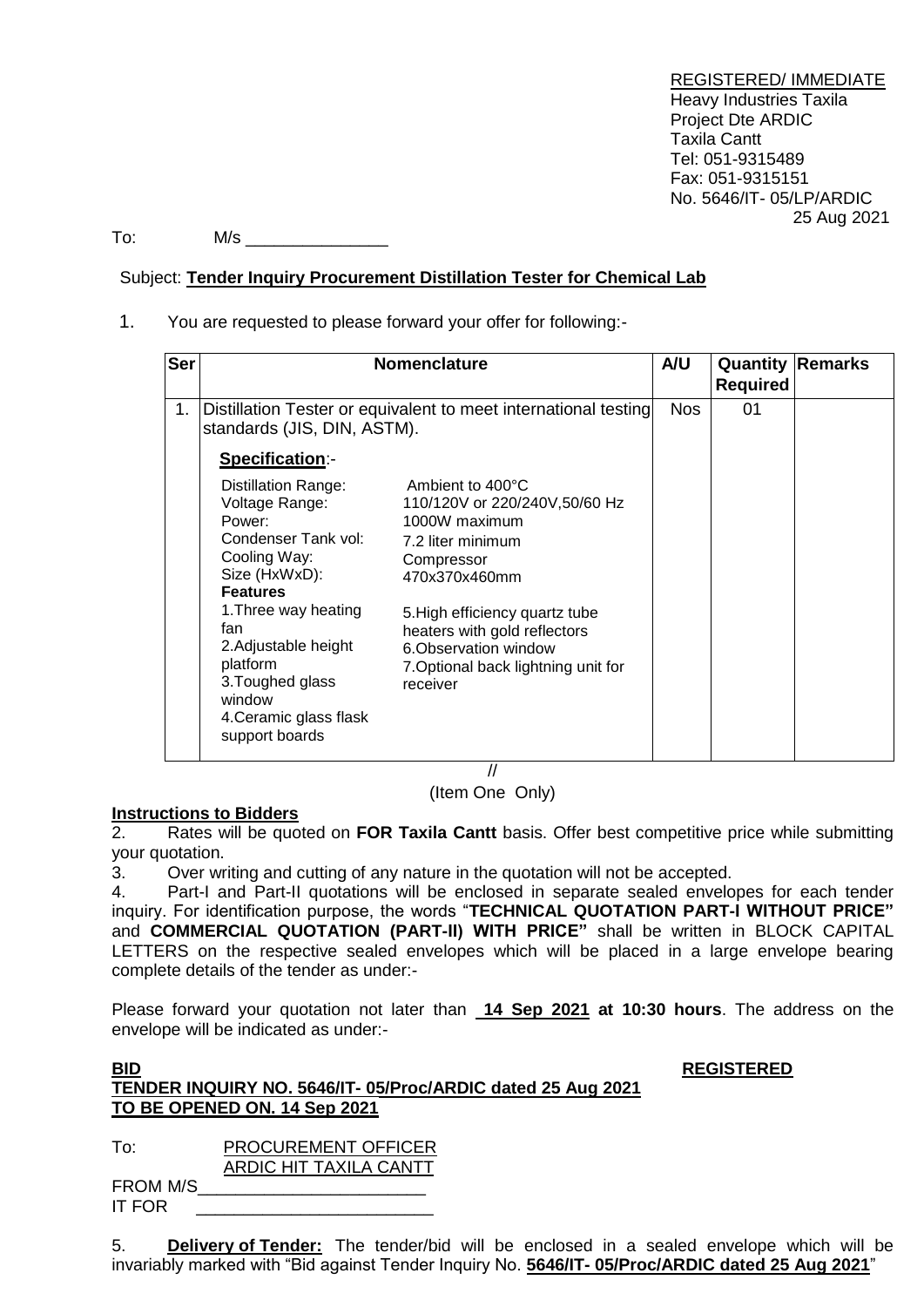REGISTERED/ IMMEDIATE
Heavy Industries Taxila
Project Dte ARDIC
Taxila Cantt
Tel: 051-9315489
Fax: 051-9315151
No. 5646/IT- 05/LP/ARDIC
25 Aug 2021

To: M/s _______________

Subject: **Tender Inquiry Procurement Distillation Tester for Chemical Lab**

1. You are requested to please forward your offer for following:-

| Ser | Nomenclature | A/U | Quantity Required | Remarks |
|---|---|---|---|---|
| 1. | Distillation Tester or equivalent to meet international testing standards (JIS, DIN, ASTM).<br><br>**Specification**:-<br><br>Distillation Range: Ambient to 400°C<br>Voltage Range: 110/120V or 220/240V,50/60 Hz<br>Power: 1000W maximum<br>Condenser Tank vol: 7.2 liter minimum<br>Cooling Way: Compressor<br>Size (HxWxD): 470x370x460mm<br>**Features**<br>1.Three way heating fan<br>2.Adjustable height platform<br>3.Toughed glass window<br>4.Ceramic glass flask support boards<br>5.High efficiency quartz tube heaters with gold reflectors<br>6.Observation window<br>7.Optional back lightning unit for receiver | Nos | 01 | |

//
(Item One Only)

**Instructions to Bidders**

2. Rates will be quoted on **FOR Taxila Cantt** basis. Offer best competitive price while submitting your quotation.

3. Over writing and cutting of any nature in the quotation will not be accepted.

4. Part-I and Part-II quotations will be enclosed in separate sealed envelopes for each tender inquiry. For identification purpose, the words "**TECHNICAL QUOTATION PART-I WITHOUT PRICE"** and **COMMERCIAL QUOTATION (PART-II) WITH PRICE"** shall be written in BLOCK CAPITAL LETTERS on the respective sealed envelopes which will be placed in a large envelope bearing complete details of the tender as under:-

Please forward your quotation not later than **14 Sep 2021 at 10:30 hours**. The address on the envelope will be indicated as under:-

**BID** **REGISTERED**
**TENDER INQUIRY NO. 5646/IT- 05/Proc/ARDIC dated 25 Aug 2021**
**TO BE OPENED ON. 14 Sep 2021**

To: PROCUREMENT OFFICER
ARDIC HIT TAXILA CANTT

FROM M/S________________________
IT FOR ________________________

5. **Delivery of Tender:** The tender/bid will be enclosed in a sealed envelope which will be invariably marked with "Bid against Tender Inquiry No. **5646/IT- 05/Proc/ARDIC dated 25 Aug 2021**"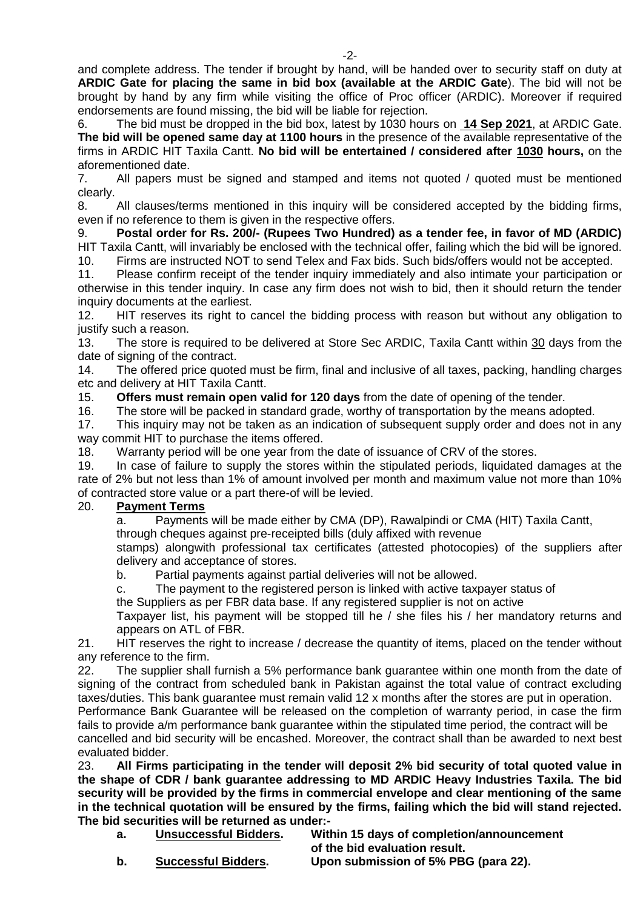and complete address. The tender if brought by hand, will be handed over to security staff on duty at **ARDIC Gate for placing the same in bid box (available at the ARDIC Gate**). The bid will not be brought by hand by any firm while visiting the office of Proc officer (ARDIC). Moreover if required endorsements are found missing, the bid will be liable for rejection.

6. The bid must be dropped in the bid box, latest by 1030 hours on **14 Sep 2021**, at ARDIC Gate. **The bid will be opened same day at 1100 hours** in the presence of the available representative of the firms in ARDIC HIT Taxila Cantt. **No bid will be entertained / considered after 1030 hours,** on the aforementioned date.

7. All papers must be signed and stamped and items not quoted / quoted must be mentioned clearly.

8. All clauses/terms mentioned in this inquiry will be considered accepted by the bidding firms, even if no reference to them is given in the respective offers.

9. **Postal order for Rs. 200/- (Rupees Two Hundred) as a tender fee, in favor of MD (ARDIC)** HIT Taxila Cantt, will invariably be enclosed with the technical offer, failing which the bid will be ignored.

10. Firms are instructed NOT to send Telex and Fax bids. Such bids/offers would not be accepted.

11. Please confirm receipt of the tender inquiry immediately and also intimate your participation or otherwise in this tender inquiry. In case any firm does not wish to bid, then it should return the tender inquiry documents at the earliest.

12. HIT reserves its right to cancel the bidding process with reason but without any obligation to justify such a reason.

13. The store is required to be delivered at Store Sec ARDIC, Taxila Cantt within 30 days from the date of signing of the contract.

14. The offered price quoted must be firm, final and inclusive of all taxes, packing, handling charges etc and delivery at HIT Taxila Cantt.

15. **Offers must remain open valid for 120 days** from the date of opening of the tender.

16. The store will be packed in standard grade, worthy of transportation by the means adopted.

17. This inquiry may not be taken as an indication of subsequent supply order and does not in any way commit HIT to purchase the items offered.

18. Warranty period will be one year from the date of issuance of CRV of the stores.

19. In case of failure to supply the stores within the stipulated periods, liquidated damages at the rate of 2% but not less than 1% of amount involved per month and maximum value not more than 10% of contracted store value or a part there-of will be levied.

20. **Payment Terms**

a. Payments will be made either by CMA (DP), Rawalpindi or CMA (HIT) Taxila Cantt, through cheques against pre-receipted bills (duly affixed with revenue stamps) alongwith professional tax certificates (attested photocopies) of the suppliers after delivery and acceptance of stores.

b. Partial payments against partial deliveries will not be allowed.

c. The payment to the registered person is linked with active taxpayer status of the Suppliers as per FBR data base. If any registered supplier is not on active Taxpayer list, his payment will be stopped till he / she files his / her mandatory returns and appears on ATL of FBR.

21. HIT reserves the right to increase / decrease the quantity of items, placed on the tender without any reference to the firm.

22. The supplier shall furnish a 5% performance bank guarantee within one month from the date of signing of the contract from scheduled bank in Pakistan against the total value of contract excluding taxes/duties. This bank guarantee must remain valid 12 x months after the stores are put in operation. Performance Bank Guarantee will be released on the completion of warranty period, in case the firm fails to provide a/m performance bank guarantee within the stipulated time period, the contract will be cancelled and bid security will be encashed. Moreover, the contract shall than be awarded to next best evaluated bidder.

23. **All Firms participating in the tender will deposit 2% bid security of total quoted value in the shape of CDR / bank guarantee addressing to MD ARDIC Heavy Industries Taxila. The bid security will be provided by the firms in commercial envelope and clear mentioning of the same in the technical quotation will be ensured by the firms, failing which the bid will stand rejected. The bid securities will be returned as under:-**

**a. Unsuccessful Bidders.** **Within 15 days of completion/announcement of the bid evaluation result.**

**b. Successful Bidders.** **Upon submission of 5% PBG (para 22).**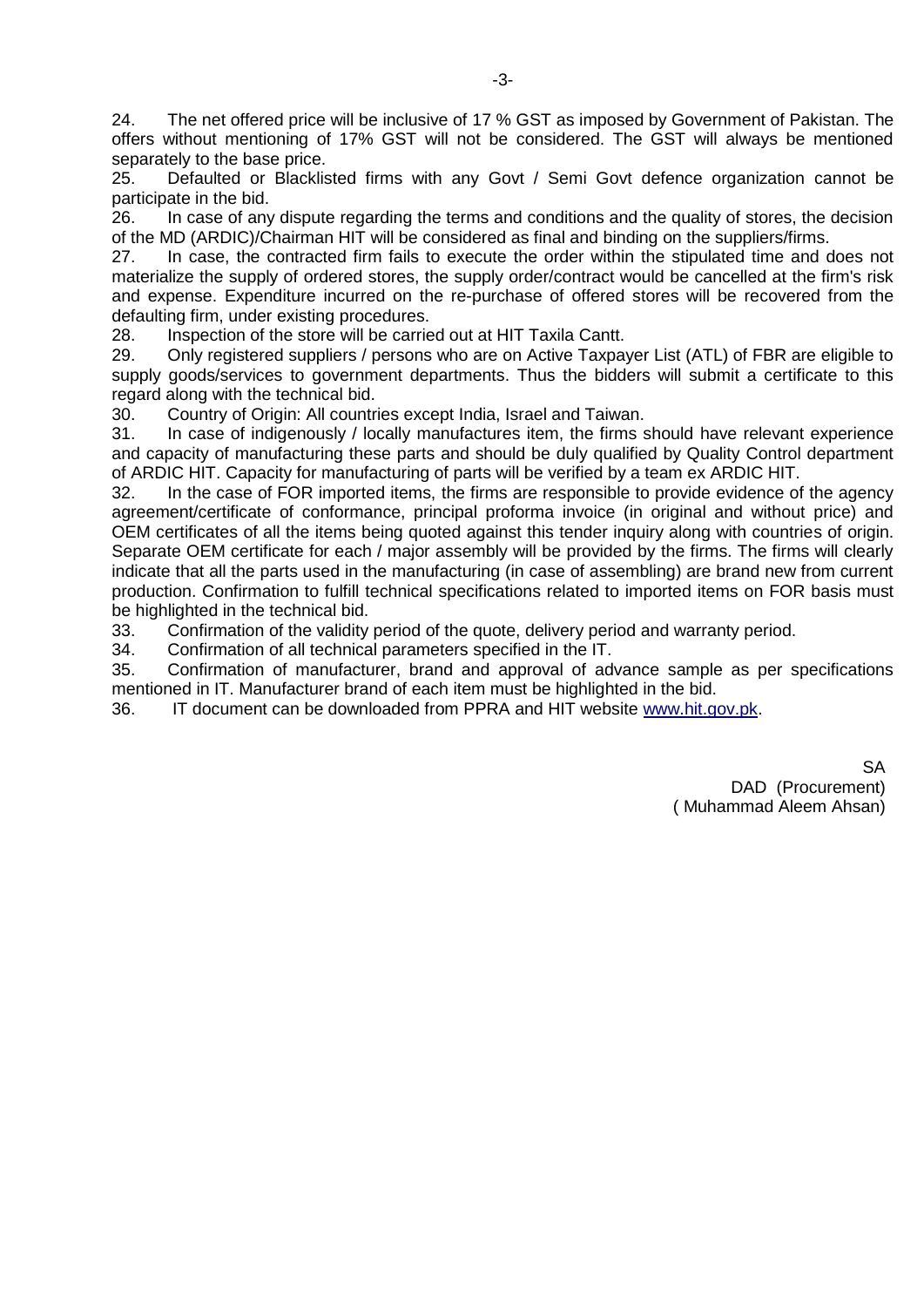24. The net offered price will be inclusive of 17 % GST as imposed by Government of Pakistan. The offers without mentioning of 17% GST will not be considered. The GST will always be mentioned separately to the base price.

25. Defaulted or Blacklisted firms with any Govt / Semi Govt defence organization cannot be participate in the bid.

26. In case of any dispute regarding the terms and conditions and the quality of stores, the decision of the MD (ARDIC)/Chairman HIT will be considered as final and binding on the suppliers/firms.

27. In case, the contracted firm fails to execute the order within the stipulated time and does not materialize the supply of ordered stores, the supply order/contract would be cancelled at the firm's risk and expense. Expenditure incurred on the re-purchase of offered stores will be recovered from the defaulting firm, under existing procedures.

28. Inspection of the store will be carried out at HIT Taxila Cantt.

29. Only registered suppliers / persons who are on Active Taxpayer List (ATL) of FBR are eligible to supply goods/services to government departments. Thus the bidders will submit a certificate to this regard along with the technical bid.

30. Country of Origin: All countries except India, Israel and Taiwan.

31. In case of indigenously / locally manufactures item, the firms should have relevant experience and capacity of manufacturing these parts and should be duly qualified by Quality Control department of ARDIC HIT. Capacity for manufacturing of parts will be verified by a team ex ARDIC HIT.

32. In the case of FOR imported items, the firms are responsible to provide evidence of the agency agreement/certificate of conformance, principal proforma invoice (in original and without price) and OEM certificates of all the items being quoted against this tender inquiry along with countries of origin. Separate OEM certificate for each / major assembly will be provided by the firms. The firms will clearly indicate that all the parts used in the manufacturing (in case of assembling) are brand new from current production. Confirmation to fulfill technical specifications related to imported items on FOR basis must be highlighted in the technical bid.

33. Confirmation of the validity period of the quote, delivery period and warranty period.

34. Confirmation of all technical parameters specified in the IT.

35. Confirmation of manufacturer, brand and approval of advance sample as per specifications mentioned in IT. Manufacturer brand of each item must be highlighted in the bid.

36. IT document can be downloaded from PPRA and HIT website www.hit.gov.pk.

SA

DAD (Procurement)

( Muhammad Aleem Ahsan)